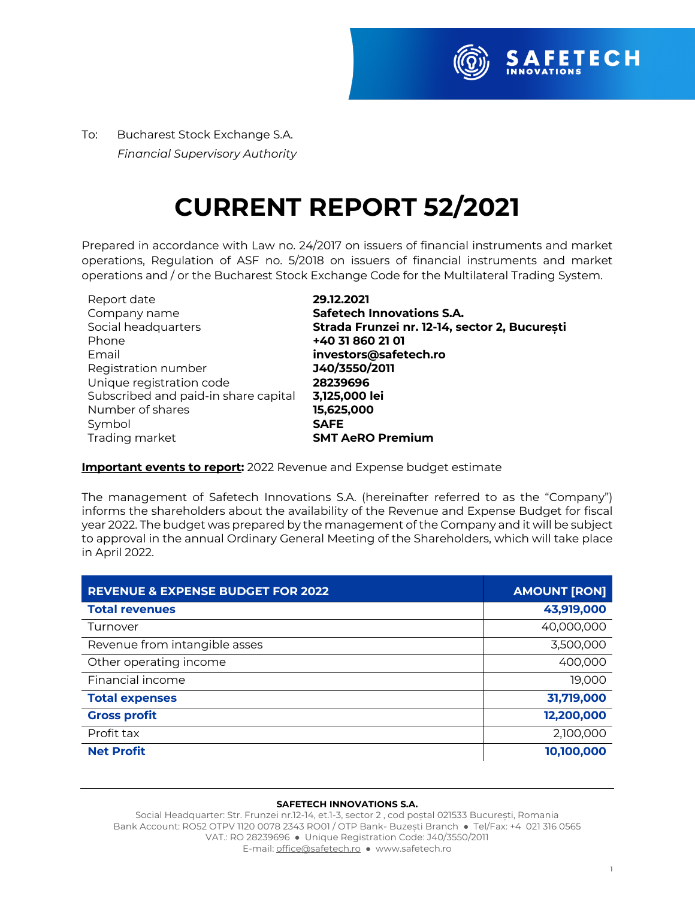To: Bucharest Stock Exchange S.A.
*Financial Supervisory Authority*

# CURRENT REPORT 52/2021

Prepared in accordance with Law no. 24/2017 on issuers of financial instruments and market operations, Regulation of ASF no. 5/2018 on issuers of financial instruments and market operations and / or the Bucharest Stock Exchange Code for the Multilateral Trading System.

| | |
|---|---|
| Report date | **29.12.2021** |
| Company name | **Safetech Innovations S.A.** |
| Social headquarters | **Strada Frunzei nr. 12-14, sector 2, București** |
| Phone | **+40 31 860 21 01** |
| Email | **investors@safetech.ro** |
| Registration number | **J40/3550/2011** |
| Unique registration code | **28239696** |
| Subscribed and paid-in share capital | **3,125,000 lei** |
| Number of shares | **15,625,000** |
| Symbol | **SAFE** |
| Trading market | **SMT AeRO Premium** |

**Important events to report:** 2022 Revenue and Expense budget estimate

The management of Safetech Innovations S.A. (hereinafter referred to as the "Company") informs the shareholders about the availability of the Revenue and Expense Budget for fiscal year 2022. The budget was prepared by the management of the Company and it will be subject to approval in the annual Ordinary General Meeting of the Shareholders, which will take place in April 2022.

| REVENUE & EXPENSE BUDGET FOR 2022 | AMOUNT [RON] |
|---|---:|
| **Total revenues** | **43,919,000** |
| Turnover | 40,000,000 |
| Revenue from intangible asses | 3,500,000 |
| Other operating income | 400,000 |
| Financial income | 19,000 |
| **Total expenses** | **31,719,000** |
| **Gross profit** | **12,200,000** |
| Profit tax | 2,100,000 |
| **Net Profit** | **10,100,000** |

**SAFETECH INNOVATIONS S.A.**
Social Headquarter: Str. Frunzei nr.12-14, et.1-3, sector 2 , cod poștal 021533 București, Romania
Bank Account: RO52 OTPV 1120 0078 2343 RO01 / OTP Bank- Buzești Branch ● Tel/Fax: +4 021 316 0565
VAT.: RO 28239696 ● Unique Registration Code: J40/3550/2011
E-mail: office@safetech.ro ● www.safetech.ro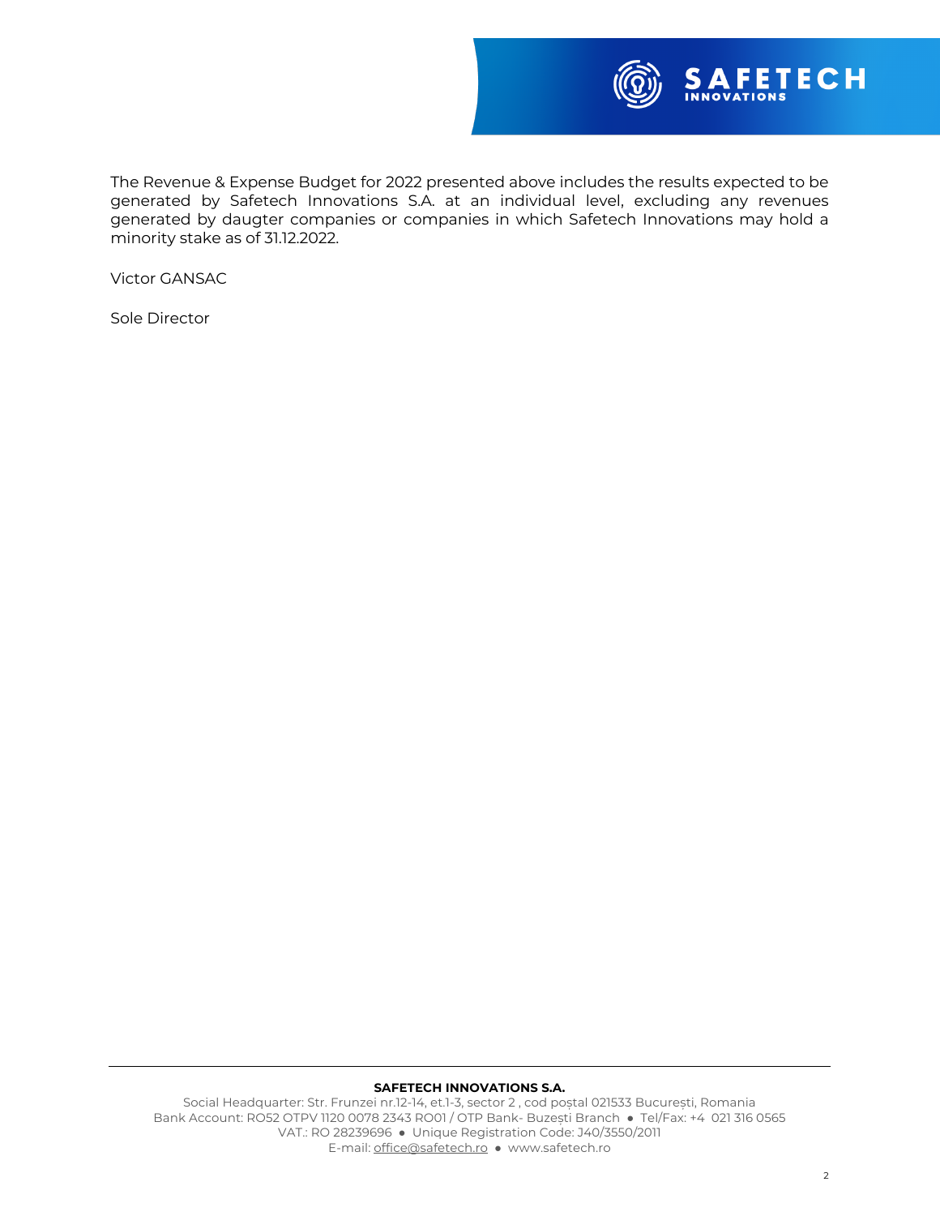The Revenue & Expense Budget for 2022 presented above includes the results expected to be generated by Safetech Innovations S.A. at an individual level, excluding any revenues generated by daugter companies or companies in which Safetech Innovations may hold a minority stake as of 31.12.2022.

Victor GANSAC

Sole Director